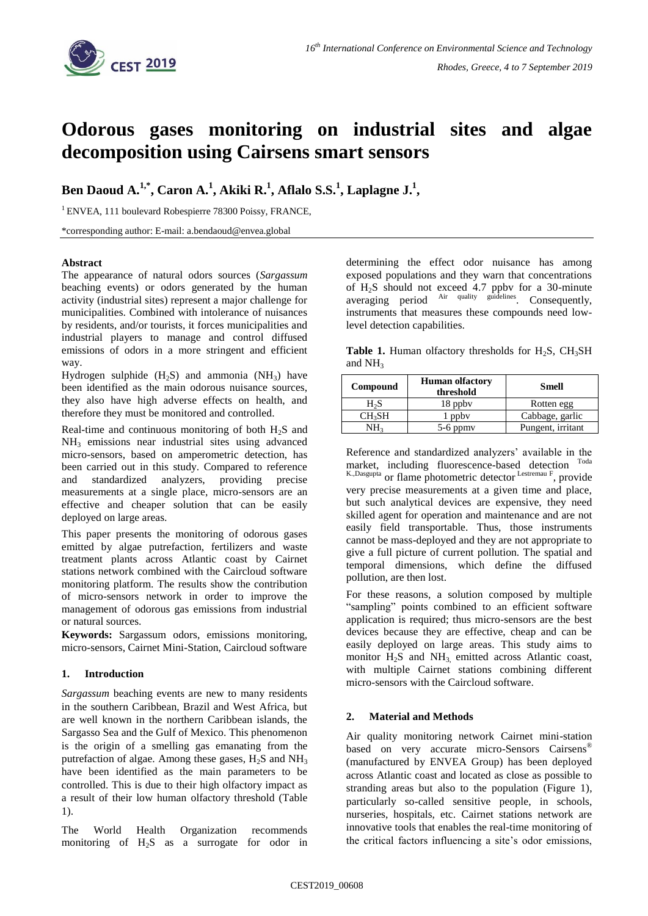# Odorous gases monitoring on industrial sites and algae decomposition using Cairsens smart sensors

**Ben Daoud A.[1,*], Caron A.[1], Akiki R.[1], Aflalo S.S.[1], Laplagne J.[1],**

[1] ENVEA, 111 boulevard Robespierre 78300 Poissy, FRANCE,

*corresponding author: E-mail: a.bendaoud@envea.global

**Abstract**

The appearance of natural odors sources (*Sargassum* beaching events) or odors generated by the human activity (industrial sites) represent a major challenge for municipalities. Combined with intolerance of nuisances by residents, and/or tourists, it forces municipalities and industrial players to manage and control diffused emissions of odors in a more stringent and efficient way.

Hydrogen sulphide ($H_2S$) and ammonia ($NH_3$) have been identified as the main odorous nuisance sources, they also have high adverse effects on health, and therefore they must be monitored and controlled.

Real-time and continuous monitoring of both $H_2S$ and $NH_3$ emissions near industrial sites using advanced micro-sensors, based on amperometric detection, has been carried out in this study. Compared to reference and standardized analyzers, providing precise measurements at a single place, micro-sensors are an effective and cheaper solution that can be easily deployed on large areas.

This paper presents the monitoring of odorous gases emitted by algae putrefaction, fertilizers and waste treatment plants across Atlantic coast by Cairnet stations network combined with the Caircloud software monitoring platform. The results show the contribution of micro-sensors network in order to improve the management of odorous gas emissions from industrial or natural sources.

**Keywords:** Sargassum odors, emissions monitoring, micro-sensors, Cairnet Mini-Station, Caircloud software

## 1. Introduction

*Sargassum* beaching events are new to many residents in the southern Caribbean, Brazil and West Africa, but are well known in the northern Caribbean islands, the Sargasso Sea and the Gulf of Mexico. This phenomenon is the origin of a smelling gas emanating from the putrefaction of algae. Among these gases, $H_2S$ and $NH_3$ have been identified as the main parameters to be controlled. This is due to their high olfactory impact as a result of their low human olfactory threshold (Table 1).

The World Health Organization recommends monitoring of $H_2S$ as a surrogate for odor in determining the effect odor nuisance has among exposed populations and they warn that concentrations of $H_2S$ should not exceed 4.7 ppbv for a 30-minute averaging period [Air quality guidelines]. Consequently, instruments that measures these compounds need low-level detection capabilities.

**Table 1.** Human olfactory thresholds for $H_2S$, $CH_3SH$ and $NH_3$

| Compound | Human olfactory threshold | Smell |
|---|---|---|
| $H_2S$ | 18 ppbv | Rotten egg |
| $CH_3SH$ | 1 ppbv | Cabbage, garlic |
| $NH_3$ | 5-6 ppmv | Pungent, irritant |

Reference and standardized analyzers' available in the market, including fluorescence-based detection [Toda K.,Dasgupta] or flame photometric detector [Lestremau F], provide very precise measurements at a given time and place, but such analytical devices are expensive, they need skilled agent for operation and maintenance and are not easily field transportable. Thus, those instruments cannot be mass-deployed and they are not appropriate to give a full picture of current pollution. The spatial and temporal dimensions, which define the diffused pollution, are then lost.

For these reasons, a solution composed by multiple "sampling" points combined to an efficient software application is required; thus micro-sensors are the best devices because they are effective, cheap and can be easily deployed on large areas. This study aims to monitor $H_2S$ and $NH_3$ emitted across Atlantic coast, with multiple Cairnet stations combining different micro-sensors with the Caircloud software.

## 2. Material and Methods

Air quality monitoring network Cairnet mini-station based on very accurate micro-Sensors Cairsens® (manufactured by ENVEA Group) has been deployed across Atlantic coast and located as close as possible to stranding areas but also to the population (Figure 1), particularly so-called sensitive people, in schools, nurseries, hospitals, etc. Cairnet stations network are innovative tools that enables the real-time monitoring of the critical factors influencing a site's odor emissions,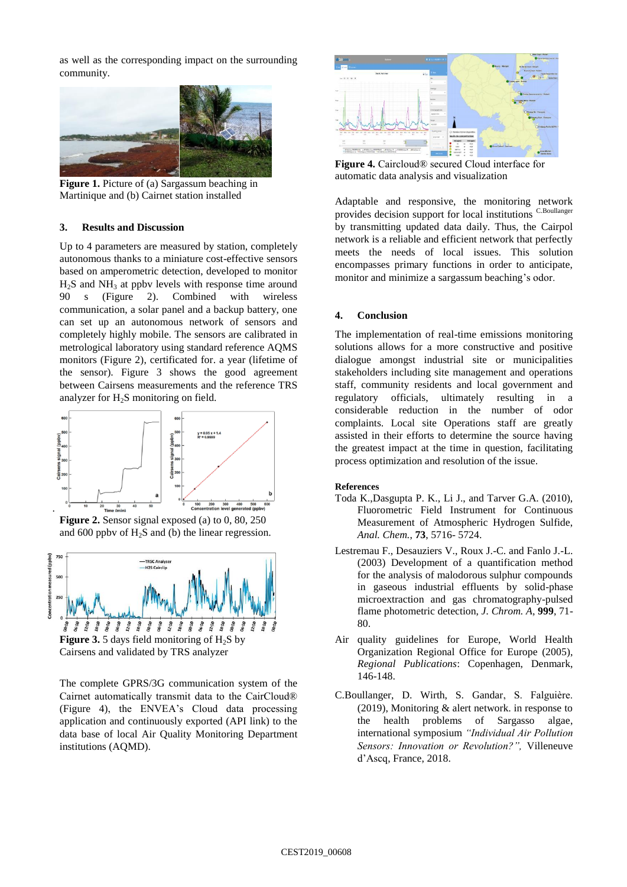as well as the corresponding impact on the surrounding community.

**Figure 1.** Picture of (a) Sargassum beaching in Martinique and (b) Cairnet station installed

## 3. Results and Discussion

Up to 4 parameters are measured by station, completely autonomous thanks to a miniature cost-effective sensors based on amperometric detection, developed to monitor $H_2S$ and $NH_3$ at ppbv levels with response time around 90 s (Figure 2). Combined with wireless communication, a solar panel and a backup battery, one can set up an autonomous network of sensors and completely highly mobile. The sensors are calibrated in metrological laboratory using standard reference AQMS monitors (Figure 2), certificated for. a year (lifetime of the sensor). Figure 3 shows the good agreement between Cairsens measurements and the reference TRS analyzer for $H_2S$ monitoring on field.

Cairsens signal (ppbv)
Time (min)
a

y = 0.95 x + 1.4
R² = 0.9999
Cairsens signal (ppbv)
Concentration level generated (ppbv)
b

**Figure 2.** Sensor signal exposed (a) to 0, 80, 250 and 600 ppbv of $H_2S$ and (b) the linear regression.

Concentration measured (ppbv)
TRSC Analyser
H2S Cairclip

**Figure 3.** 5 days field monitoring of $H_2S$ by Cairsens and validated by TRS analyzer

The complete GPRS/3G communication system of the Cairnet automatically transmit data to the CairCloud® (Figure 4), the ENVEA's Cloud data processing application and continuously exported (API link) to the data base of local Air Quality Monitoring Department institutions (AQMD).

**Figure 4.** Caircloud® secured Cloud interface for automatic data analysis and visualization

Adaptable and responsive, the monitoring network provides decision support for local institutions [C.Boullanger] by transmitting updated data daily. Thus, the Cairpol network is a reliable and efficient network that perfectly meets the needs of local issues. This solution encompasses primary functions in order to anticipate, monitor and minimize a sargassum beaching's odor.

## 4. Conclusion

The implementation of real-time emissions monitoring solutions allows for a more constructive and positive dialogue amongst industrial site or municipalities stakeholders including site management and operations staff, community residents and local government and regulatory officials, ultimately resulting in a considerable reduction in the number of odor complaints. Local site Operations staff are greatly assisted in their efforts to determine the source having the greatest impact at the time in question, facilitating process optimization and resolution of the issue.

### References

Toda K.,Dasgupta P. K., Li J., and Tarver G.A. (2010), Fluorometric Field Instrument for Continuous Measurement of Atmospheric Hydrogen Sulfide, *Anal. Chem.*, **73**, 5716- 5724.

Lestremau F., Desauziers V., Roux J.-C. and Fanlo J.-L. (2003) Development of a quantification method for the analysis of malodorous sulphur compounds in gaseous industrial effluents by solid-phase microextraction and gas chromatography-pulsed flame photometric detection, *J. Chrom. A*, **999**, 71-80.

Air quality guidelines for Europe, World Health Organization Regional Office for Europe (2005), *Regional Publications*: Copenhagen, Denmark, 146-148.

C.Boullanger, D. Wirth, S. Gandar, S. Falguière. (2019), Monitoring & alert network. in response to the health problems of Sargasso algae, international symposium *"Individual Air Pollution Sensors: Innovation or Revolution?"*, Villeneuve d'Ascq, France, 2018.